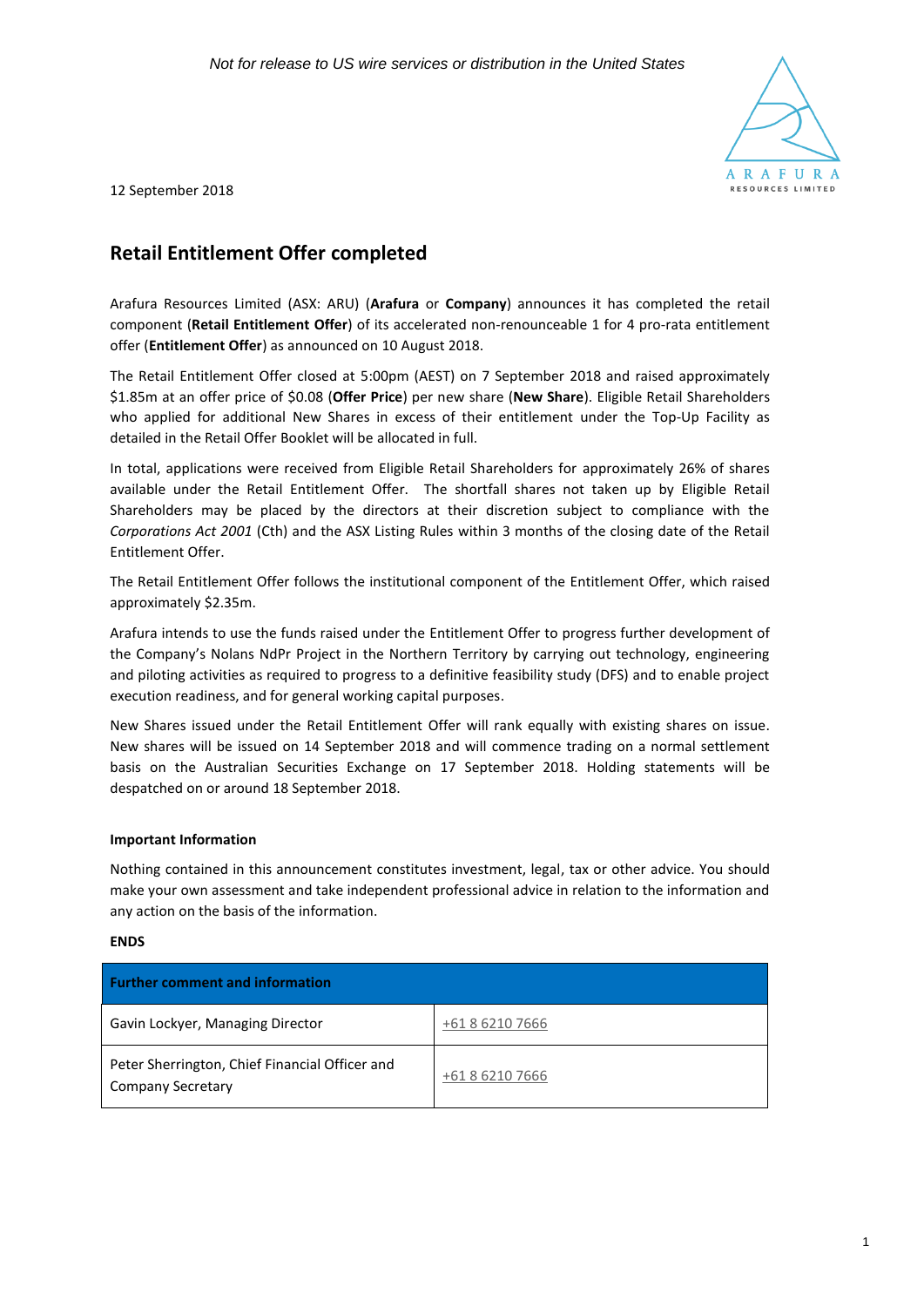*Not for release to US wire services or distribution in the United States*

12 September 2018

## Retail Entitlement Offer completed

Arafura Resources Limited (ASX: ARU) (**Arafura** or **Company**) announces it has completed the retail component (**Retail Entitlement Offer**) of its accelerated non-renounceable 1 for 4 pro-rata entitlement offer (**Entitlement Offer**) as announced on 10 August 2018.

The Retail Entitlement Offer closed at 5:00pm (AEST) on 7 September 2018 and raised approximately $1.85m at an offer price of $0.08 (**Offer Price**) per new share (**New Share**). Eligible Retail Shareholders who applied for additional New Shares in excess of their entitlement under the Top-Up Facility as detailed in the Retail Offer Booklet will be allocated in full.

In total, applications were received from Eligible Retail Shareholders for approximately 26% of shares available under the Retail Entitlement Offer. The shortfall shares not taken up by Eligible Retail Shareholders may be placed by the directors at their discretion subject to compliance with the *Corporations Act 2001* (Cth) and the ASX Listing Rules within 3 months of the closing date of the Retail Entitlement Offer.

The Retail Entitlement Offer follows the institutional component of the Entitlement Offer, which raised approximately $2.35m.

Arafura intends to use the funds raised under the Entitlement Offer to progress further development of the Company's Nolans NdPr Project in the Northern Territory by carrying out technology, engineering and piloting activities as required to progress to a definitive feasibility study (DFS) and to enable project execution readiness, and for general working capital purposes.

New Shares issued under the Retail Entitlement Offer will rank equally with existing shares on issue. New shares will be issued on 14 September 2018 and will commence trading on a normal settlement basis on the Australian Securities Exchange on 17 September 2018. Holding statements will be despatched on or around 18 September 2018.

**Important Information**

Nothing contained in this announcement constitutes investment, legal, tax or other advice. You should make your own assessment and take independent professional advice in relation to the information and any action on the basis of the information.

**ENDS**

| Further comment and information | |
|---|---|
| Gavin Lockyer, Managing Director | +61 8 6210 7666 |
| Peter Sherrington, Chief Financial Officer and Company Secretary | +61 8 6210 7666 |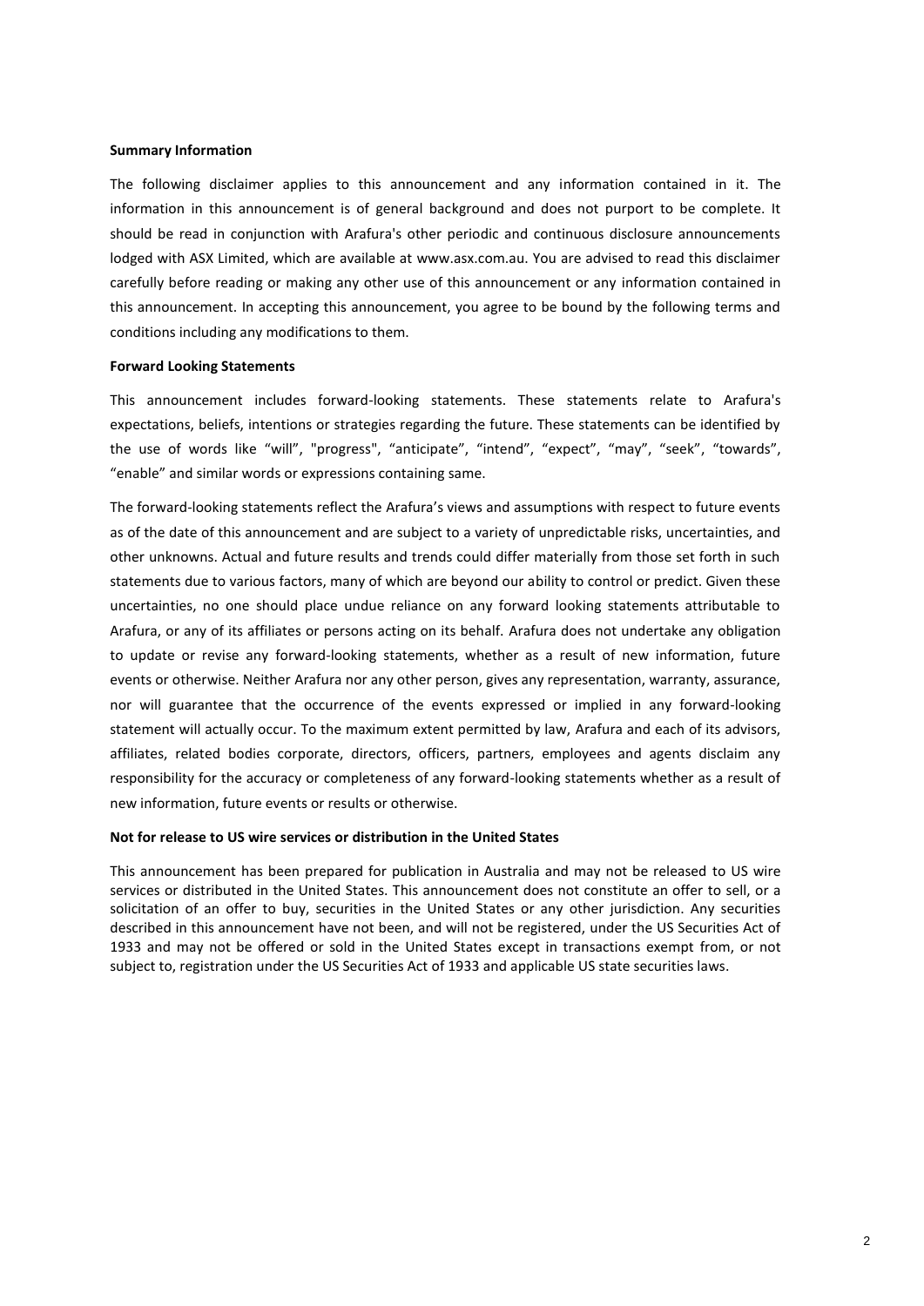**Summary Information**

The following disclaimer applies to this announcement and any information contained in it. The information in this announcement is of general background and does not purport to be complete. It should be read in conjunction with Arafura's other periodic and continuous disclosure announcements lodged with ASX Limited, which are available at www.asx.com.au. You are advised to read this disclaimer carefully before reading or making any other use of this announcement or any information contained in this announcement. In accepting this announcement, you agree to be bound by the following terms and conditions including any modifications to them.

**Forward Looking Statements**

This announcement includes forward-looking statements. These statements relate to Arafura's expectations, beliefs, intentions or strategies regarding the future. These statements can be identified by the use of words like “will”, "progress", “anticipate”, “intend”, “expect”, “may”, “seek”, “towards”, “enable” and similar words or expressions containing same.

The forward-looking statements reflect the Arafura’s views and assumptions with respect to future events as of the date of this announcement and are subject to a variety of unpredictable risks, uncertainties, and other unknowns. Actual and future results and trends could differ materially from those set forth in such statements due to various factors, many of which are beyond our ability to control or predict. Given these uncertainties, no one should place undue reliance on any forward looking statements attributable to Arafura, or any of its affiliates or persons acting on its behalf. Arafura does not undertake any obligation to update or revise any forward-looking statements, whether as a result of new information, future events or otherwise. Neither Arafura nor any other person, gives any representation, warranty, assurance, nor will guarantee that the occurrence of the events expressed or implied in any forward-looking statement will actually occur. To the maximum extent permitted by law, Arafura and each of its advisors, affiliates, related bodies corporate, directors, officers, partners, employees and agents disclaim any responsibility for the accuracy or completeness of any forward-looking statements whether as a result of new information, future events or results or otherwise.

**Not for release to US wire services or distribution in the United States**

This announcement has been prepared for publication in Australia and may not be released to US wire services or distributed in the United States. This announcement does not constitute an offer to sell, or a solicitation of an offer to buy, securities in the United States or any other jurisdiction. Any securities described in this announcement have not been, and will not be registered, under the US Securities Act of 1933 and may not be offered or sold in the United States except in transactions exempt from, or not subject to, registration under the US Securities Act of 1933 and applicable US state securities laws.